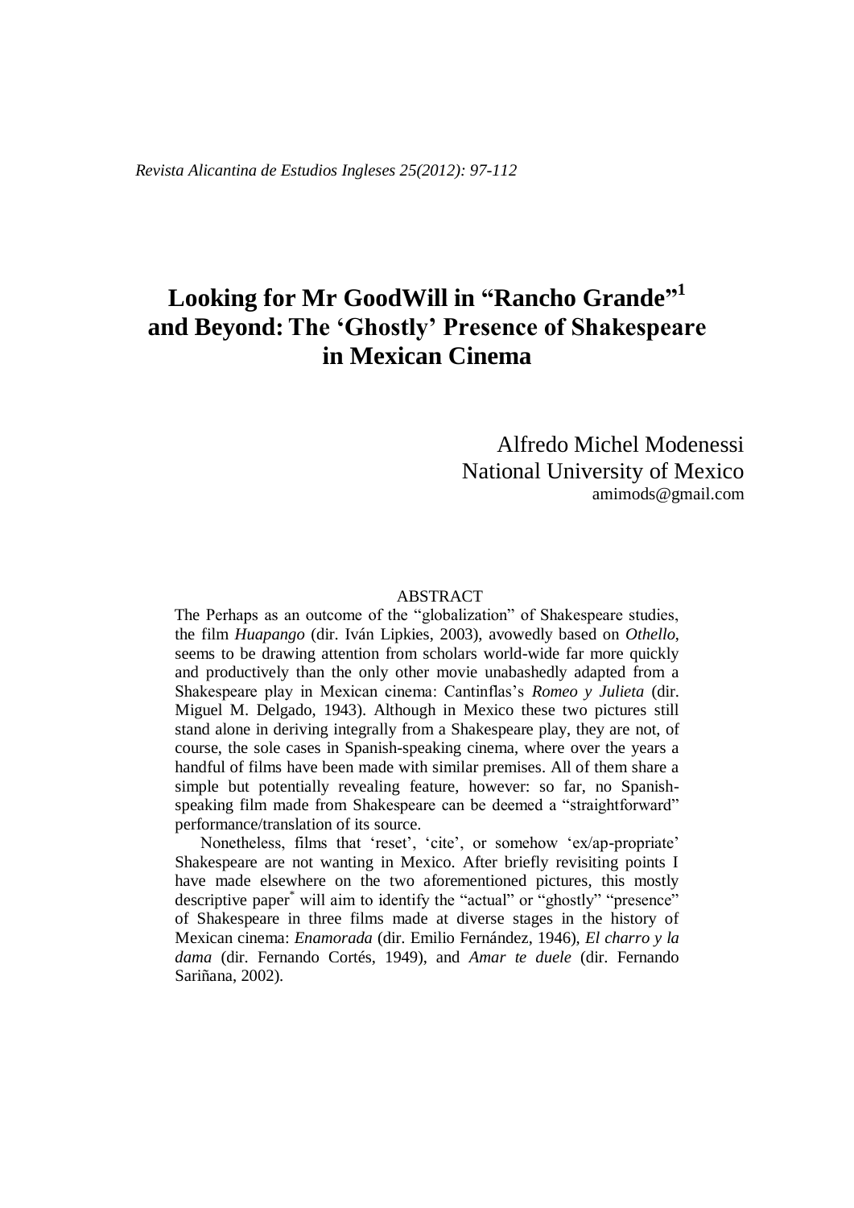# Looking for Mr GoodWill in "Rancho Grande"[1] and Beyond: The 'Ghostly' Presence of Shakespeare in Mexican Cinema

Alfredo Michel Modenessi
National University of Mexico
amimods@gmail.com

## ABSTRACT

The Perhaps as an outcome of the "globalization" of Shakespeare studies, the film *Huapango* (dir. Iván Lipkies, 2003), avowedly based on *Othello*, seems to be drawing attention from scholars world-wide far more quickly and productively than the only other movie unabashedly adapted from a Shakespeare play in Mexican cinema: Cantinflas's *Romeo y Julieta* (dir. Miguel M. Delgado, 1943). Although in Mexico these two pictures still stand alone in deriving integrally from a Shakespeare play, they are not, of course, the sole cases in Spanish-speaking cinema, where over the years a handful of films have been made with similar premises. All of them share a simple but potentially revealing feature, however: so far, no Spanish-speaking film made from Shakespeare can be deemed a "straightforward" performance/translation of its source.

Nonetheless, films that 'reset', 'cite', or somehow 'ex/ap-propriate' Shakespeare are not wanting in Mexico. After briefly revisiting points I have made elsewhere on the two aforementioned pictures, this mostly descriptive paper[*] will aim to identify the "actual" or "ghostly" "presence" of Shakespeare in three films made at diverse stages in the history of Mexican cinema: *Enamorada* (dir. Emilio Fernández, 1946), *El charro y la dama* (dir. Fernando Cortés, 1949), and *Amar te duele* (dir. Fernando Sariñana, 2002).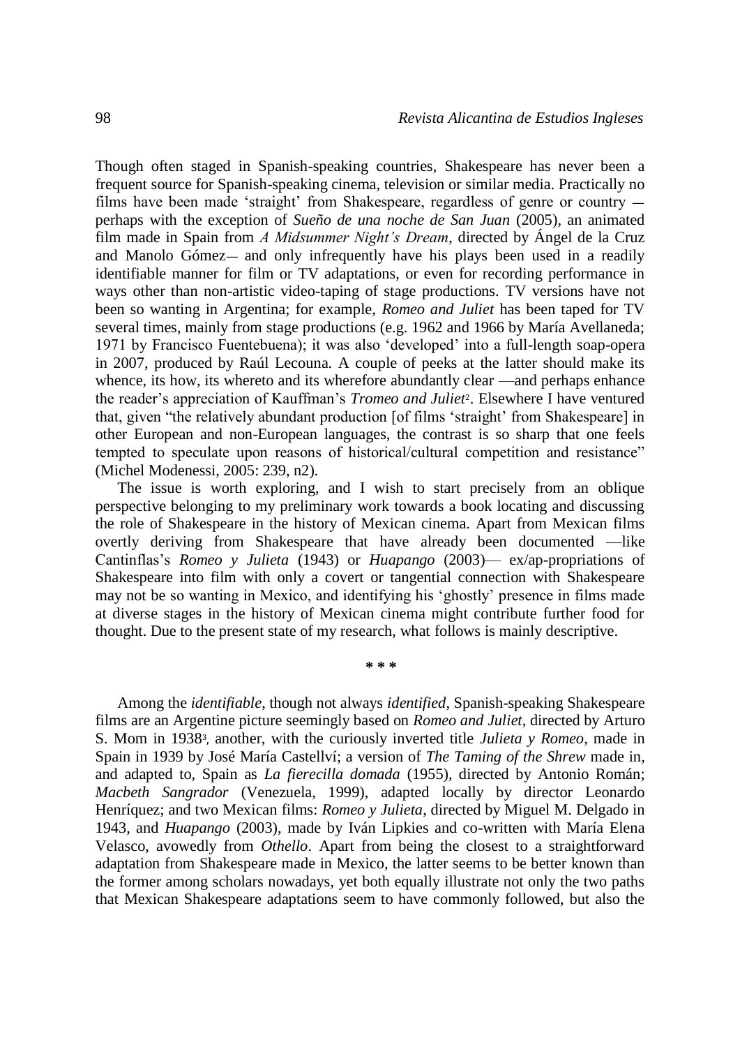Though often staged in Spanish-speaking countries, Shakespeare has never been a frequent source for Spanish-speaking cinema, television or similar media. Practically no films have been made 'straight' from Shakespeare, regardless of genre or country — perhaps with the exception of *Sueño de una noche de San Juan* (2005), an animated film made in Spain from *A Midsummer Night's Dream*, directed by Ángel de la Cruz and Manolo Gómez— and only infrequently have his plays been used in a readily identifiable manner for film or TV adaptations, or even for recording performance in ways other than non-artistic video-taping of stage productions. TV versions have not been so wanting in Argentina; for example, *Romeo and Juliet* has been taped for TV several times, mainly from stage productions (e.g. 1962 and 1966 by María Avellaneda; 1971 by Francisco Fuentebuena); it was also 'developed' into a full-length soap-opera in 2007, produced by Raúl Lecouna. A couple of peeks at the latter should make its whence, its how, its whereto and its wherefore abundantly clear —and perhaps enhance the reader's appreciation of Kauffman's *Tromeo and Juliet*[2]. Elsewhere I have ventured that, given "the relatively abundant production [of films 'straight' from Shakespeare] in other European and non-European languages, the contrast is so sharp that one feels tempted to speculate upon reasons of historical/cultural competition and resistance" (Michel Modenessi, 2005: 239, n2).

The issue is worth exploring, and I wish to start precisely from an oblique perspective belonging to my preliminary work towards a book locating and discussing the role of Shakespeare in the history of Mexican cinema. Apart from Mexican films overtly deriving from Shakespeare that have already been documented —like Cantinflas's *Romeo y Julieta* (1943) or *Huapango* (2003)— ex/ap-propriations of Shakespeare into film with only a covert or tangential connection with Shakespeare may not be so wanting in Mexico, and identifying his 'ghostly' presence in films made at diverse stages in the history of Mexican cinema might contribute further food for thought. Due to the present state of my research, what follows is mainly descriptive.

\* \* \*

Among the *identifiable*, though not always *identified*, Spanish-speaking Shakespeare films are an Argentine picture seemingly based on *Romeo and Juliet*, directed by Arturo S. Mom in 1938[3], another, with the curiously inverted title *Julieta y Romeo*, made in Spain in 1939 by José María Castellví; a version of *The Taming of the Shrew* made in, and adapted to, Spain as *La fierecilla domada* (1955), directed by Antonio Román; *Macbeth Sangrador* (Venezuela, 1999), adapted locally by director Leonardo Henríquez; and two Mexican films: *Romeo y Julieta*, directed by Miguel M. Delgado in 1943, and *Huapango* (2003), made by Iván Lipkies and co-written with María Elena Velasco, avowedly from *Othello*. Apart from being the closest to a straightforward adaptation from Shakespeare made in Mexico, the latter seems to be better known than the former among scholars nowadays, yet both equally illustrate not only the two paths that Mexican Shakespeare adaptations seem to have commonly followed, but also the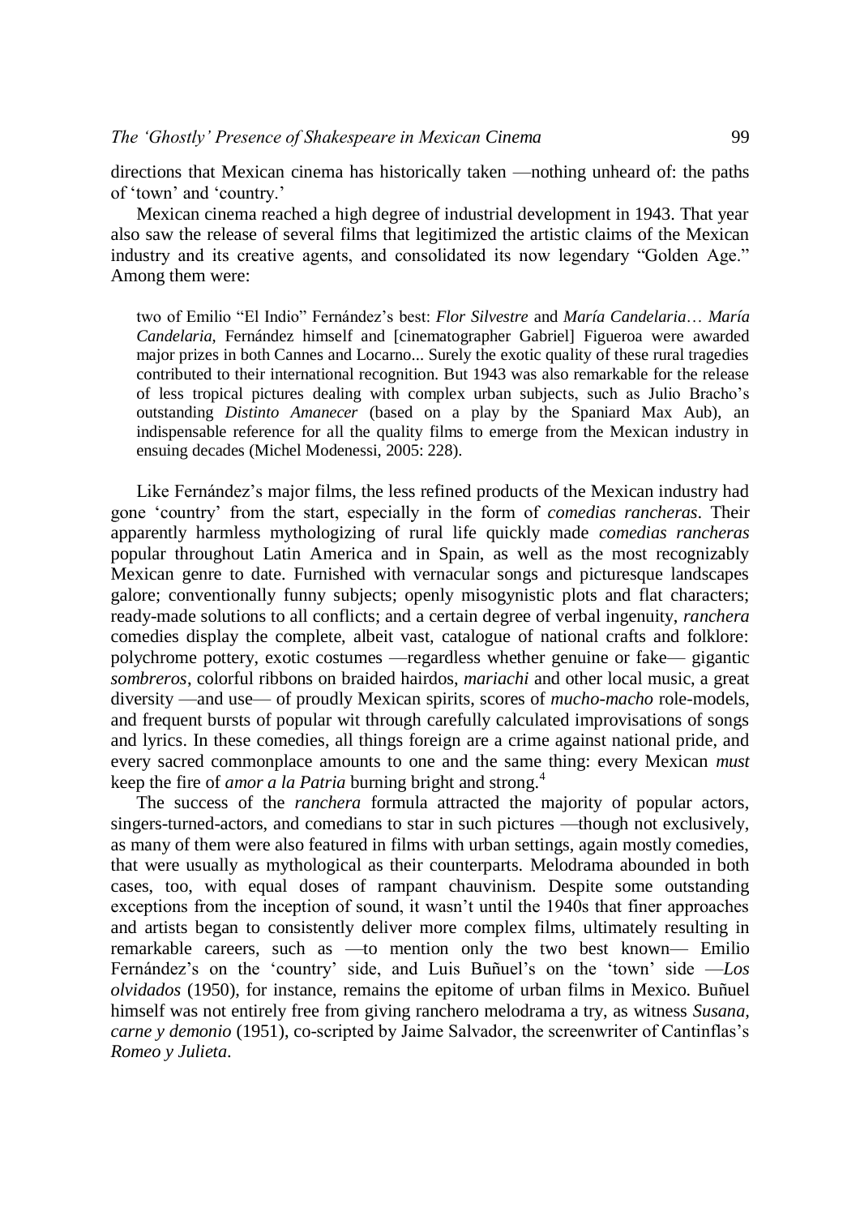directions that Mexican cinema has historically taken —nothing unheard of: the paths of 'town' and 'country.'

Mexican cinema reached a high degree of industrial development in 1943. That year also saw the release of several films that legitimized the artistic claims of the Mexican industry and its creative agents, and consolidated its now legendary "Golden Age." Among them were:

> two of Emilio "El Indio" Fernández's best: *Flor Silvestre* and *María Candelaria*… *María Candelaria*, Fernández himself and [cinematographer Gabriel] Figueroa were awarded major prizes in both Cannes and Locarno... Surely the exotic quality of these rural tragedies contributed to their international recognition. But 1943 was also remarkable for the release of less tropical pictures dealing with complex urban subjects, such as Julio Bracho's outstanding *Distinto Amanecer* (based on a play by the Spaniard Max Aub), an indispensable reference for all the quality films to emerge from the Mexican industry in ensuing decades (Michel Modenessi, 2005: 228).

Like Fernández's major films, the less refined products of the Mexican industry had gone 'country' from the start, especially in the form of *comedias rancheras*. Their apparently harmless mythologizing of rural life quickly made *comedias rancheras* popular throughout Latin America and in Spain, as well as the most recognizably Mexican genre to date. Furnished with vernacular songs and picturesque landscapes galore; conventionally funny subjects; openly misogynistic plots and flat characters; ready-made solutions to all conflicts; and a certain degree of verbal ingenuity, *ranchera* comedies display the complete, albeit vast, catalogue of national crafts and folklore: polychrome pottery, exotic costumes —regardless whether genuine or fake— gigantic *sombreros*, colorful ribbons on braided hairdos, *mariachi* and other local music, a great diversity —and use— of proudly Mexican spirits, scores of *mucho-macho* role-models, and frequent bursts of popular wit through carefully calculated improvisations of songs and lyrics. In these comedies, all things foreign are a crime against national pride, and every sacred commonplace amounts to one and the same thing: every Mexican *must* keep the fire of *amor a la Patria* burning bright and strong.[4]

The success of the *ranchera* formula attracted the majority of popular actors, singers-turned-actors, and comedians to star in such pictures —though not exclusively, as many of them were also featured in films with urban settings, again mostly comedies, that were usually as mythological as their counterparts. Melodrama abounded in both cases, too, with equal doses of rampant chauvinism. Despite some outstanding exceptions from the inception of sound, it wasn't until the 1940s that finer approaches and artists began to consistently deliver more complex films, ultimately resulting in remarkable careers, such as —to mention only the two best known— Emilio Fernández's on the 'country' side, and Luis Buñuel's on the 'town' side —*Los olvidados* (1950), for instance, remains the epitome of urban films in Mexico. Buñuel himself was not entirely free from giving ranchero melodrama a try, as witness *Susana, carne y demonio* (1951), co-scripted by Jaime Salvador, the screenwriter of Cantinflas's *Romeo y Julieta*.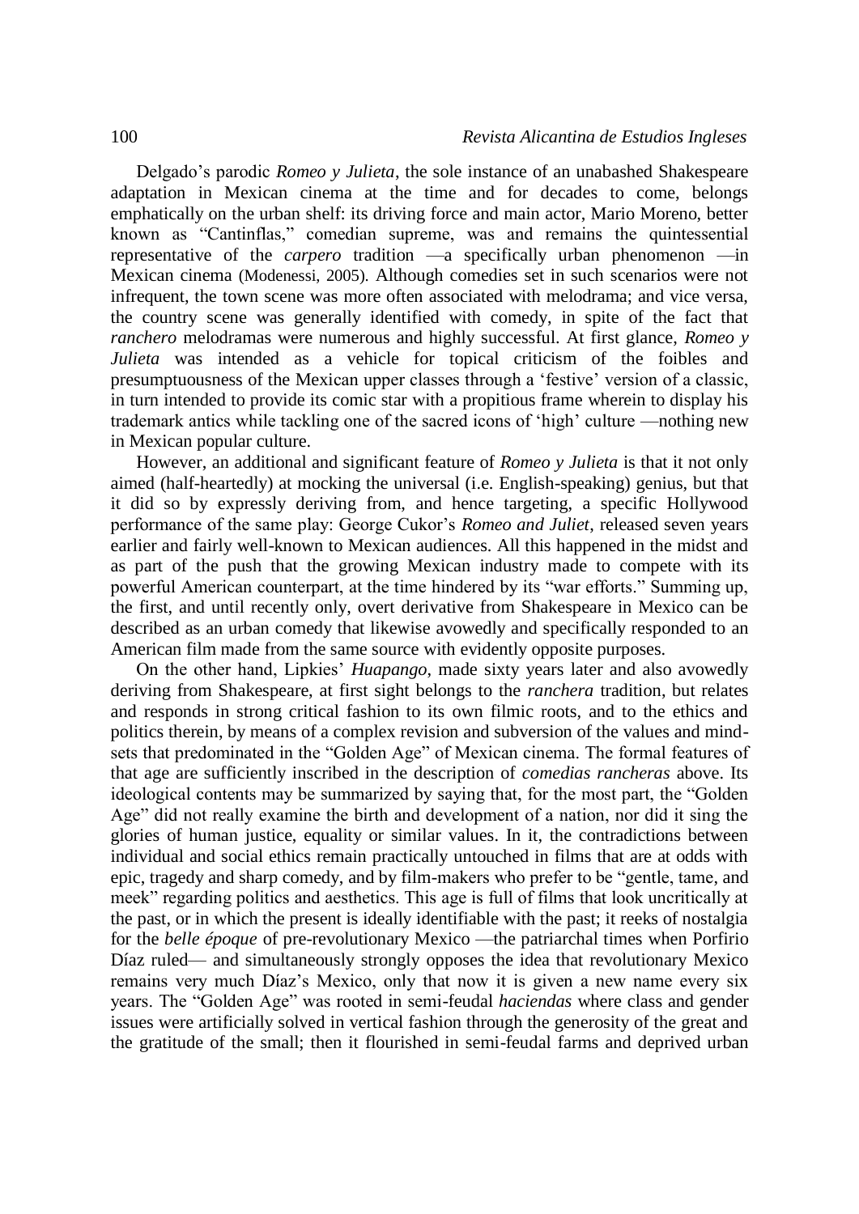Delgado's parodic *Romeo y Julieta*, the sole instance of an unabashed Shakespeare adaptation in Mexican cinema at the time and for decades to come, belongs emphatically on the urban shelf: its driving force and main actor, Mario Moreno, better known as "Cantinflas," comedian supreme, was and remains the quintessential representative of the *carpero* tradition —a specifically urban phenomenon —in Mexican cinema (Modenessi, 2005). Although comedies set in such scenarios were not infrequent, the town scene was more often associated with melodrama; and vice versa, the country scene was generally identified with comedy, in spite of the fact that *ranchero* melodramas were numerous and highly successful. At first glance, *Romeo y Julieta* was intended as a vehicle for topical criticism of the foibles and presumptuousness of the Mexican upper classes through a 'festive' version of a classic, in turn intended to provide its comic star with a propitious frame wherein to display his trademark antics while tackling one of the sacred icons of 'high' culture —nothing new in Mexican popular culture.

However, an additional and significant feature of *Romeo y Julieta* is that it not only aimed (half-heartedly) at mocking the universal (i.e. English-speaking) genius, but that it did so by expressly deriving from, and hence targeting, a specific Hollywood performance of the same play: George Cukor's *Romeo and Juliet*, released seven years earlier and fairly well-known to Mexican audiences. All this happened in the midst and as part of the push that the growing Mexican industry made to compete with its powerful American counterpart, at the time hindered by its "war efforts." Summing up, the first, and until recently only, overt derivative from Shakespeare in Mexico can be described as an urban comedy that likewise avowedly and specifically responded to an American film made from the same source with evidently opposite purposes.

On the other hand, Lipkies' *Huapango*, made sixty years later and also avowedly deriving from Shakespeare, at first sight belongs to the *ranchera* tradition, but relates and responds in strong critical fashion to its own filmic roots, and to the ethics and politics therein, by means of a complex revision and subversion of the values and mind-sets that predominated in the "Golden Age" of Mexican cinema. The formal features of that age are sufficiently inscribed in the description of *comedias rancheras* above. Its ideological contents may be summarized by saying that, for the most part, the "Golden Age" did not really examine the birth and development of a nation, nor did it sing the glories of human justice, equality or similar values. In it, the contradictions between individual and social ethics remain practically untouched in films that are at odds with epic, tragedy and sharp comedy, and by film-makers who prefer to be "gentle, tame, and meek" regarding politics and aesthetics. This age is full of films that look uncritically at the past, or in which the present is ideally identifiable with the past; it reeks of nostalgia for the *belle époque* of pre-revolutionary Mexico —the patriarchal times when Porfirio Díaz ruled— and simultaneously strongly opposes the idea that revolutionary Mexico remains very much Díaz's Mexico, only that now it is given a new name every six years. The "Golden Age" was rooted in semi-feudal *haciendas* where class and gender issues were artificially solved in vertical fashion through the generosity of the great and the gratitude of the small; then it flourished in semi-feudal farms and deprived urban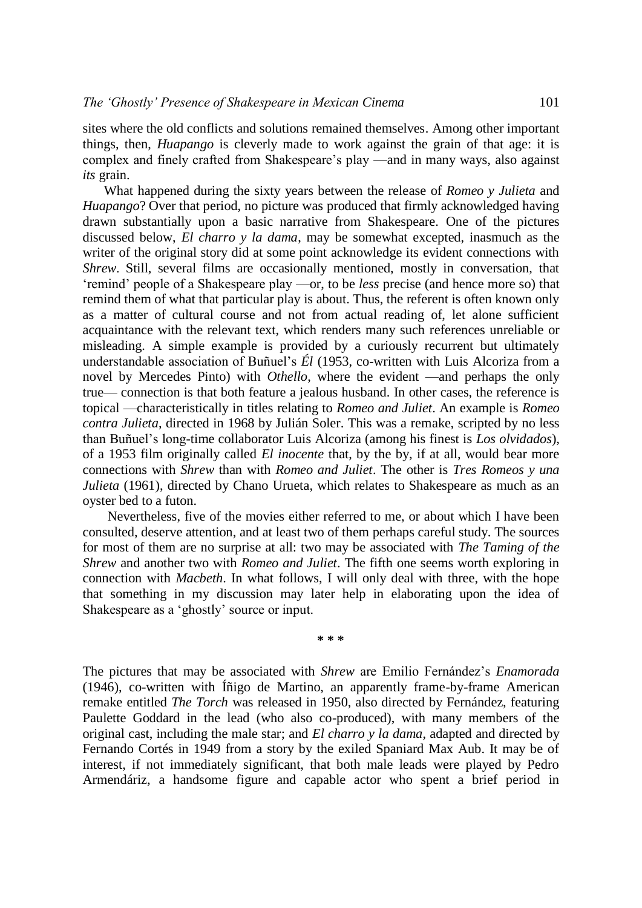sites where the old conflicts and solutions remained themselves. Among other important things, then, *Huapango* is cleverly made to work against the grain of that age: it is complex and finely crafted from Shakespeare's play —and in many ways, also against *its* grain.

What happened during the sixty years between the release of *Romeo y Julieta* and *Huapango*? Over that period, no picture was produced that firmly acknowledged having drawn substantially upon a basic narrative from Shakespeare. One of the pictures discussed below, *El charro y la dama*, may be somewhat excepted, inasmuch as the writer of the original story did at some point acknowledge its evident connections with *Shrew*. Still, several films are occasionally mentioned, mostly in conversation, that 'remind' people of a Shakespeare play —or, to be *less* precise (and hence more so) that remind them of what that particular play is about. Thus, the referent is often known only as a matter of cultural course and not from actual reading of, let alone sufficient acquaintance with the relevant text, which renders many such references unreliable or misleading. A simple example is provided by a curiously recurrent but ultimately understandable association of Buñuel's *Él* (1953, co-written with Luis Alcoriza from a novel by Mercedes Pinto) with *Othello*, where the evident —and perhaps the only true— connection is that both feature a jealous husband. In other cases, the reference is topical —characteristically in titles relating to *Romeo and Juliet*. An example is *Romeo contra Julieta*, directed in 1968 by Julián Soler. This was a remake, scripted by no less than Buñuel's long-time collaborator Luis Alcoriza (among his finest is *Los olvidados*), of a 1953 film originally called *El inocente* that, by the by, if at all, would bear more connections with *Shrew* than with *Romeo and Juliet*. The other is *Tres Romeos y una Julieta* (1961), directed by Chano Urueta, which relates to Shakespeare as much as an oyster bed to a futon.

Nevertheless, five of the movies either referred to me, or about which I have been consulted, deserve attention, and at least two of them perhaps careful study. The sources for most of them are no surprise at all: two may be associated with *The Taming of the Shrew* and another two with *Romeo and Juliet*. The fifth one seems worth exploring in connection with *Macbeth*. In what follows, I will only deal with three, with the hope that something in my discussion may later help in elaborating upon the idea of Shakespeare as a 'ghostly' source or input.

\* \* \*

The pictures that may be associated with *Shrew* are Emilio Fernández's *Enamorada* (1946), co-written with Íñigo de Martino, an apparently frame-by-frame American remake entitled *The Torch* was released in 1950, also directed by Fernández, featuring Paulette Goddard in the lead (who also co-produced), with many members of the original cast, including the male star; and *El charro y la dama*, adapted and directed by Fernando Cortés in 1949 from a story by the exiled Spaniard Max Aub. It may be of interest, if not immediately significant, that both male leads were played by Pedro Armendáriz, a handsome figure and capable actor who spent a brief period in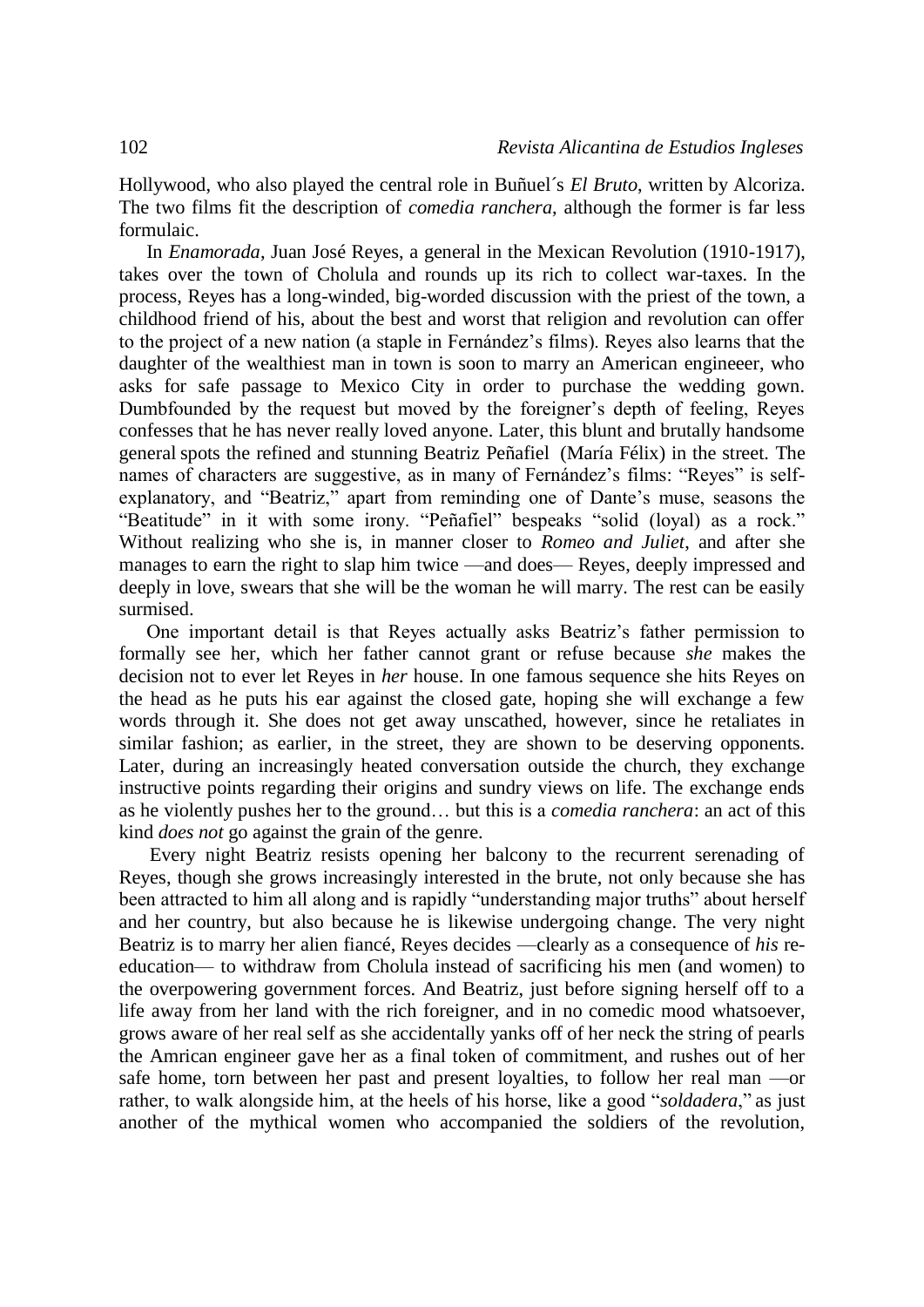Hollywood, who also played the central role in Buñuel´s *El Bruto*, written by Alcoriza. The two films fit the description of *comedia ranchera*, although the former is far less formulaic.

In *Enamorada*, Juan José Reyes, a general in the Mexican Revolution (1910-1917), takes over the town of Cholula and rounds up its rich to collect war-taxes. In the process, Reyes has a long-winded, big-worded discussion with the priest of the town, a childhood friend of his, about the best and worst that religion and revolution can offer to the project of a new nation (a staple in Fernández's films). Reyes also learns that the daughter of the wealthiest man in town is soon to marry an American engineeer, who asks for safe passage to Mexico City in order to purchase the wedding gown. Dumbfounded by the request but moved by the foreigner's depth of feeling, Reyes confesses that he has never really loved anyone. Later, this blunt and brutally handsome general spots the refined and stunning Beatriz Peñafiel (María Félix) in the street. The names of characters are suggestive, as in many of Fernández's films: "Reyes" is self-explanatory, and "Beatriz," apart from reminding one of Dante's muse, seasons the "Beatitude" in it with some irony. "Peñafiel" bespeaks "solid (loyal) as a rock." Without realizing who she is, in manner closer to *Romeo and Juliet*, and after she manages to earn the right to slap him twice —and does— Reyes, deeply impressed and deeply in love, swears that she will be the woman he will marry. The rest can be easily surmised.

One important detail is that Reyes actually asks Beatriz's father permission to formally see her, which her father cannot grant or refuse because *she* makes the decision not to ever let Reyes in *her* house. In one famous sequence she hits Reyes on the head as he puts his ear against the closed gate, hoping she will exchange a few words through it. She does not get away unscathed, however, since he retaliates in similar fashion; as earlier, in the street, they are shown to be deserving opponents. Later, during an increasingly heated conversation outside the church, they exchange instructive points regarding their origins and sundry views on life. The exchange ends as he violently pushes her to the ground… but this is a *comedia ranchera*: an act of this kind *does not* go against the grain of the genre.

Every night Beatriz resists opening her balcony to the recurrent serenading of Reyes, though she grows increasingly interested in the brute, not only because she has been attracted to him all along and is rapidly "understanding major truths" about herself and her country, but also because he is likewise undergoing change. The very night Beatriz is to marry her alien fiancé, Reyes decides —clearly as a consequence of *his* re-education— to withdraw from Cholula instead of sacrificing his men (and women) to the overpowering government forces. And Beatriz, just before signing herself off to a life away from her land with the rich foreigner, and in no comedic mood whatsoever, grows aware of her real self as she accidentally yanks off of her neck the string of pearls the Amrican engineer gave her as a final token of commitment, and rushes out of her safe home, torn between her past and present loyalties, to follow her real man —or rather, to walk alongside him, at the heels of his horse, like a good "*soldadera*," as just another of the mythical women who accompanied the soldiers of the revolution,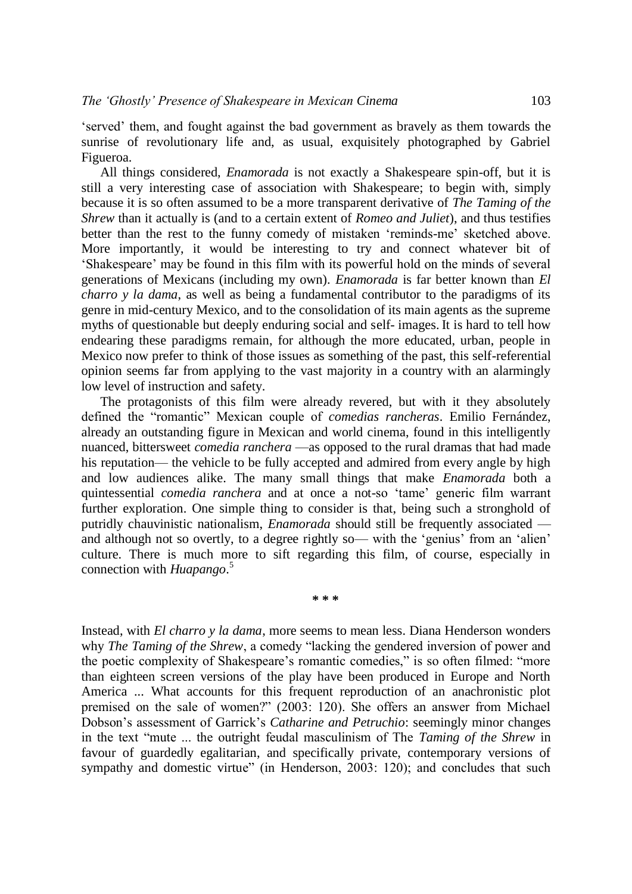'served' them, and fought against the bad government as bravely as them towards the sunrise of revolutionary life and, as usual, exquisitely photographed by Gabriel Figueroa.

All things considered, *Enamorada* is not exactly a Shakespeare spin-off, but it is still a very interesting case of association with Shakespeare; to begin with, simply because it is so often assumed to be a more transparent derivative of *The Taming of the Shrew* than it actually is (and to a certain extent of *Romeo and Juliet*), and thus testifies better than the rest to the funny comedy of mistaken 'reminds-me' sketched above. More importantly, it would be interesting to try and connect whatever bit of 'Shakespeare' may be found in this film with its powerful hold on the minds of several generations of Mexicans (including my own). *Enamorada* is far better known than *El charro y la dama*, as well as being a fundamental contributor to the paradigms of its genre in mid-century Mexico, and to the consolidation of its main agents as the supreme myths of questionable but deeply enduring social and self- images. It is hard to tell how endearing these paradigms remain, for although the more educated, urban, people in Mexico now prefer to think of those issues as something of the past, this self-referential opinion seems far from applying to the vast majority in a country with an alarmingly low level of instruction and safety.

The protagonists of this film were already revered, but with it they absolutely defined the "romantic" Mexican couple of *comedias rancheras*. Emilio Fernández, already an outstanding figure in Mexican and world cinema, found in this intelligently nuanced, bittersweet *comedia ranchera* —as opposed to the rural dramas that had made his reputation— the vehicle to be fully accepted and admired from every angle by high and low audiences alike. The many small things that make *Enamorada* both a quintessential *comedia ranchera* and at once a not-so 'tame' generic film warrant further exploration. One simple thing to consider is that, being such a stronghold of putridly chauvinistic nationalism, *Enamorada* should still be frequently associated —and although not so overtly, to a degree rightly so— with the 'genius' from an 'alien' culture. There is much more to sift regarding this film, of course, especially in connection with *Huapango*.[5]

\* \* \*

Instead, with *El charro y la dama*, more seems to mean less. Diana Henderson wonders why *The Taming of the Shrew*, a comedy "lacking the gendered inversion of power and the poetic complexity of Shakespeare's romantic comedies," is so often filmed: "more than eighteen screen versions of the play have been produced in Europe and North America ... What accounts for this frequent reproduction of an anachronistic plot premised on the sale of women?" (2003: 120). She offers an answer from Michael Dobson's assessment of Garrick's *Catharine and Petruchio*: seemingly minor changes in the text "mute ... the outright feudal masculinism of The *Taming of the Shrew* in favour of guardedly egalitarian, and specifically private, contemporary versions of sympathy and domestic virtue" (in Henderson, 2003: 120); and concludes that such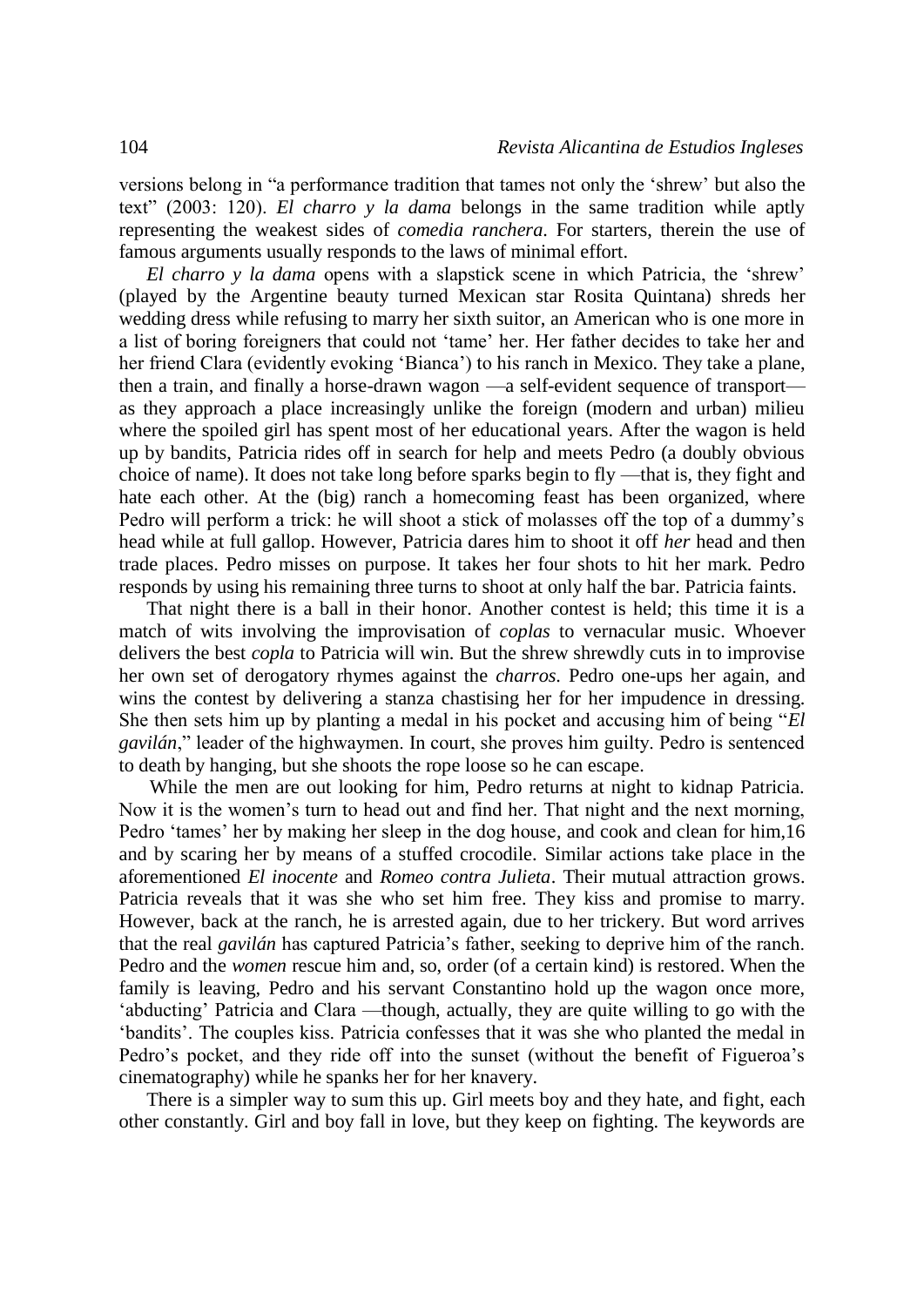versions belong in "a performance tradition that tames not only the 'shrew' but also the text" (2003: 120). *El charro y la dama* belongs in the same tradition while aptly representing the weakest sides of *comedia ranchera*. For starters, therein the use of famous arguments usually responds to the laws of minimal effort.

*El charro y la dama* opens with a slapstick scene in which Patricia, the 'shrew' (played by the Argentine beauty turned Mexican star Rosita Quintana) shreds her wedding dress while refusing to marry her sixth suitor, an American who is one more in a list of boring foreigners that could not 'tame' her. Her father decides to take her and her friend Clara (evidently evoking 'Bianca') to his ranch in Mexico. They take a plane, then a train, and finally a horse-drawn wagon —a self-evident sequence of transport— as they approach a place increasingly unlike the foreign (modern and urban) milieu where the spoiled girl has spent most of her educational years. After the wagon is held up by bandits, Patricia rides off in search for help and meets Pedro (a doubly obvious choice of name). It does not take long before sparks begin to fly —that is, they fight and hate each other. At the (big) ranch a homecoming feast has been organized, where Pedro will perform a trick: he will shoot a stick of molasses off the top of a dummy's head while at full gallop. However, Patricia dares him to shoot it off *her* head and then trade places. Pedro misses on purpose. It takes her four shots to hit her mark. Pedro responds by using his remaining three turns to shoot at only half the bar. Patricia faints.

That night there is a ball in their honor. Another contest is held; this time it is a match of wits involving the improvisation of *coplas* to vernacular music. Whoever delivers the best *copla* to Patricia will win. But the shrew shrewdly cuts in to improvise her own set of derogatory rhymes against the *charros*. Pedro one-ups her again, and wins the contest by delivering a stanza chastising her for her impudence in dressing. She then sets him up by planting a medal in his pocket and accusing him of being "*El gavilán*," leader of the highwaymen. In court, she proves him guilty. Pedro is sentenced to death by hanging, but she shoots the rope loose so he can escape.

While the men are out looking for him, Pedro returns at night to kidnap Patricia. Now it is the women's turn to head out and find her. That night and the next morning, Pedro 'tames' her by making her sleep in the dog house, and cook and clean for him,16 and by scaring her by means of a stuffed crocodile. Similar actions take place in the aforementioned *El inocente* and *Romeo contra Julieta*. Their mutual attraction grows. Patricia reveals that it was she who set him free. They kiss and promise to marry. However, back at the ranch, he is arrested again, due to her trickery. But word arrives that the real *gavilán* has captured Patricia's father, seeking to deprive him of the ranch. Pedro and the *women* rescue him and, so, order (of a certain kind) is restored. When the family is leaving, Pedro and his servant Constantino hold up the wagon once more, 'abducting' Patricia and Clara —though, actually, they are quite willing to go with the 'bandits'. The couples kiss. Patricia confesses that it was she who planted the medal in Pedro's pocket, and they ride off into the sunset (without the benefit of Figueroa's cinematography) while he spanks her for her knavery.

There is a simpler way to sum this up. Girl meets boy and they hate, and fight, each other constantly. Girl and boy fall in love, but they keep on fighting. The keywords are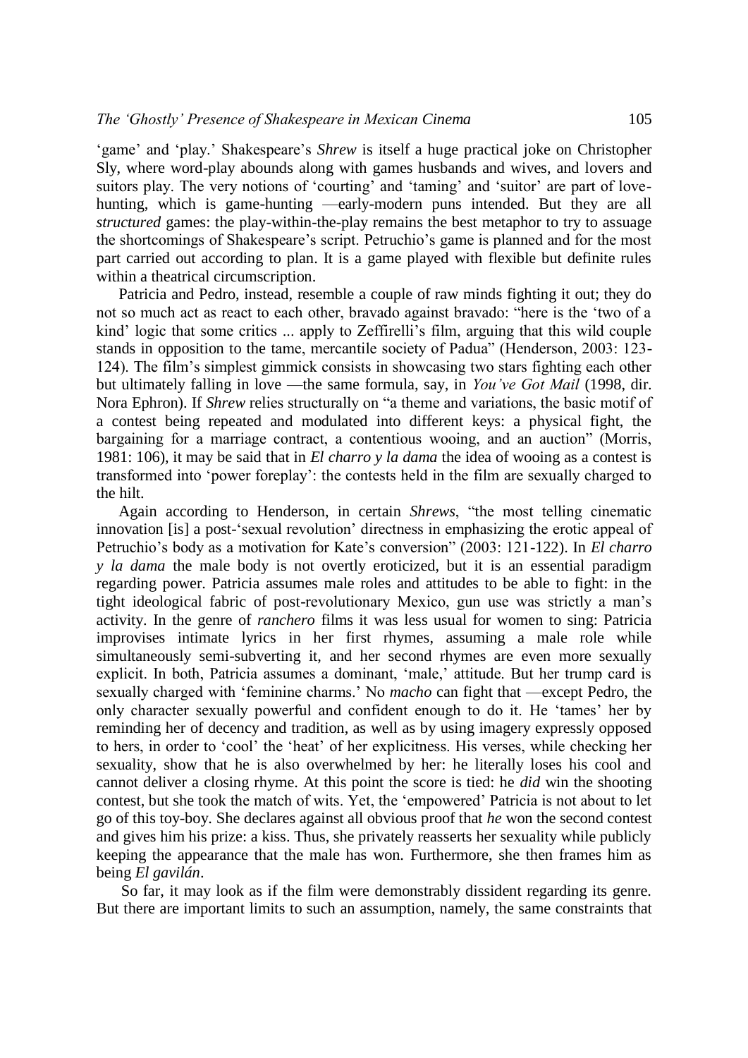'game' and 'play.' Shakespeare's *Shrew* is itself a huge practical joke on Christopher Sly, where word-play abounds along with games husbands and wives, and lovers and suitors play. The very notions of 'courting' and 'taming' and 'suitor' are part of love-hunting, which is game-hunting —early-modern puns intended. But they are all *structured* games: the play-within-the-play remains the best metaphor to try to assuage the shortcomings of Shakespeare's script. Petruchio's game is planned and for the most part carried out according to plan. It is a game played with flexible but definite rules within a theatrical circumscription.

Patricia and Pedro, instead, resemble a couple of raw minds fighting it out; they do not so much act as react to each other, bravado against bravado: "here is the 'two of a kind' logic that some critics ... apply to Zeffirelli's film, arguing that this wild couple stands in opposition to the tame, mercantile society of Padua" (Henderson, 2003: 123-124). The film's simplest gimmick consists in showcasing two stars fighting each other but ultimately falling in love —the same formula, say, in *You've Got Mail* (1998, dir. Nora Ephron). If *Shrew* relies structurally on "a theme and variations, the basic motif of a contest being repeated and modulated into different keys: a physical fight, the bargaining for a marriage contract, a contentious wooing, and an auction" (Morris, 1981: 106), it may be said that in *El charro y la dama* the idea of wooing as a contest is transformed into 'power foreplay': the contests held in the film are sexually charged to the hilt.

Again according to Henderson, in certain *Shrews*, "the most telling cinematic innovation [is] a post-'sexual revolution' directness in emphasizing the erotic appeal of Petruchio's body as a motivation for Kate's conversion" (2003: 121-122). In *El charro y la dama* the male body is not overtly eroticized, but it is an essential paradigm regarding power. Patricia assumes male roles and attitudes to be able to fight: in the tight ideological fabric of post-revolutionary Mexico, gun use was strictly a man's activity. In the genre of *ranchero* films it was less usual for women to sing: Patricia improvises intimate lyrics in her first rhymes, assuming a male role while simultaneously semi-subverting it, and her second rhymes are even more sexually explicit. In both, Patricia assumes a dominant, 'male,' attitude. But her trump card is sexually charged with 'feminine charms.' No *macho* can fight that —except Pedro, the only character sexually powerful and confident enough to do it. He 'tames' her by reminding her of decency and tradition, as well as by using imagery expressly opposed to hers, in order to 'cool' the 'heat' of her explicitness. His verses, while checking her sexuality, show that he is also overwhelmed by her: he literally loses his cool and cannot deliver a closing rhyme. At this point the score is tied: he *did* win the shooting contest, but she took the match of wits. Yet, the 'empowered' Patricia is not about to let go of this toy-boy. She declares against all obvious proof that *he* won the second contest and gives him his prize: a kiss. Thus, she privately reasserts her sexuality while publicly keeping the appearance that the male has won. Furthermore, she then frames him as being *El gavilán*.

So far, it may look as if the film were demonstrably dissident regarding its genre. But there are important limits to such an assumption, namely, the same constraints that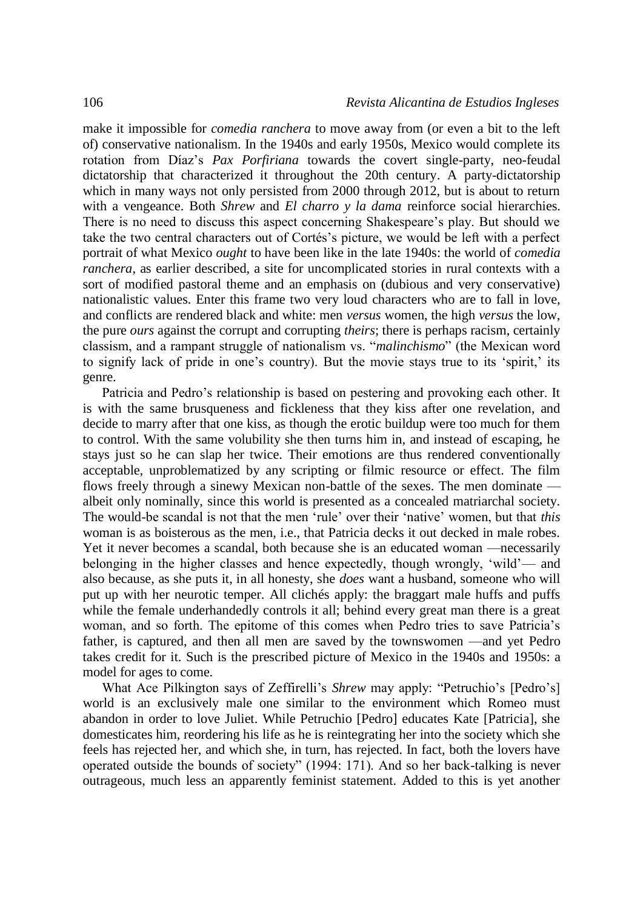make it impossible for *comedia ranchera* to move away from (or even a bit to the left of) conservative nationalism. In the 1940s and early 1950s, Mexico would complete its rotation from Díaz's *Pax Porfiriana* towards the covert single-party, neo-feudal dictatorship that characterized it throughout the 20th century. A party-dictatorship which in many ways not only persisted from 2000 through 2012, but is about to return with a vengeance. Both *Shrew* and *El charro y la dama* reinforce social hierarchies. There is no need to discuss this aspect concerning Shakespeare's play. But should we take the two central characters out of Cortés's picture, we would be left with a perfect portrait of what Mexico *ought* to have been like in the late 1940s: the world of *comedia ranchera*, as earlier described, a site for uncomplicated stories in rural contexts with a sort of modified pastoral theme and an emphasis on (dubious and very conservative) nationalistic values. Enter this frame two very loud characters who are to fall in love, and conflicts are rendered black and white: men *versus* women, the high *versus* the low, the pure *ours* against the corrupt and corrupting *theirs*; there is perhaps racism, certainly classism, and a rampant struggle of nationalism vs. "*malinchismo*" (the Mexican word to signify lack of pride in one's country). But the movie stays true to its 'spirit,' its genre.

Patricia and Pedro's relationship is based on pestering and provoking each other. It is with the same brusqueness and fickleness that they kiss after one revelation, and decide to marry after that one kiss, as though the erotic buildup were too much for them to control. With the same volubility she then turns him in, and instead of escaping, he stays just so he can slap her twice. Their emotions are thus rendered conventionally acceptable, unproblematized by any scripting or filmic resource or effect. The film flows freely through a sinewy Mexican non-battle of the sexes. The men dominate —albeit only nominally, since this world is presented as a concealed matriarchal society. The would-be scandal is not that the men 'rule' over their 'native' women, but that *this* woman is as boisterous as the men, i.e., that Patricia decks it out decked in male robes. Yet it never becomes a scandal, both because she is an educated woman —necessarily belonging in the higher classes and hence expectedly, though wrongly, 'wild'— and also because, as she puts it, in all honesty, she *does* want a husband, someone who will put up with her neurotic temper. All clichés apply: the braggart male huffs and puffs while the female underhandedly controls it all; behind every great man there is a great woman, and so forth. The epitome of this comes when Pedro tries to save Patricia's father, is captured, and then all men are saved by the townswomen —and yet Pedro takes credit for it. Such is the prescribed picture of Mexico in the 1940s and 1950s: a model for ages to come.

What Ace Pilkington says of Zeffirelli's *Shrew* may apply: "Petruchio's [Pedro's] world is an exclusively male one similar to the environment which Romeo must abandon in order to love Juliet. While Petruchio [Pedro] educates Kate [Patricia], she domesticates him, reordering his life as he is reintegrating her into the society which she feels has rejected her, and which she, in turn, has rejected. In fact, both the lovers have operated outside the bounds of society" (1994: 171). And so her back-talking is never outrageous, much less an apparently feminist statement. Added to this is yet another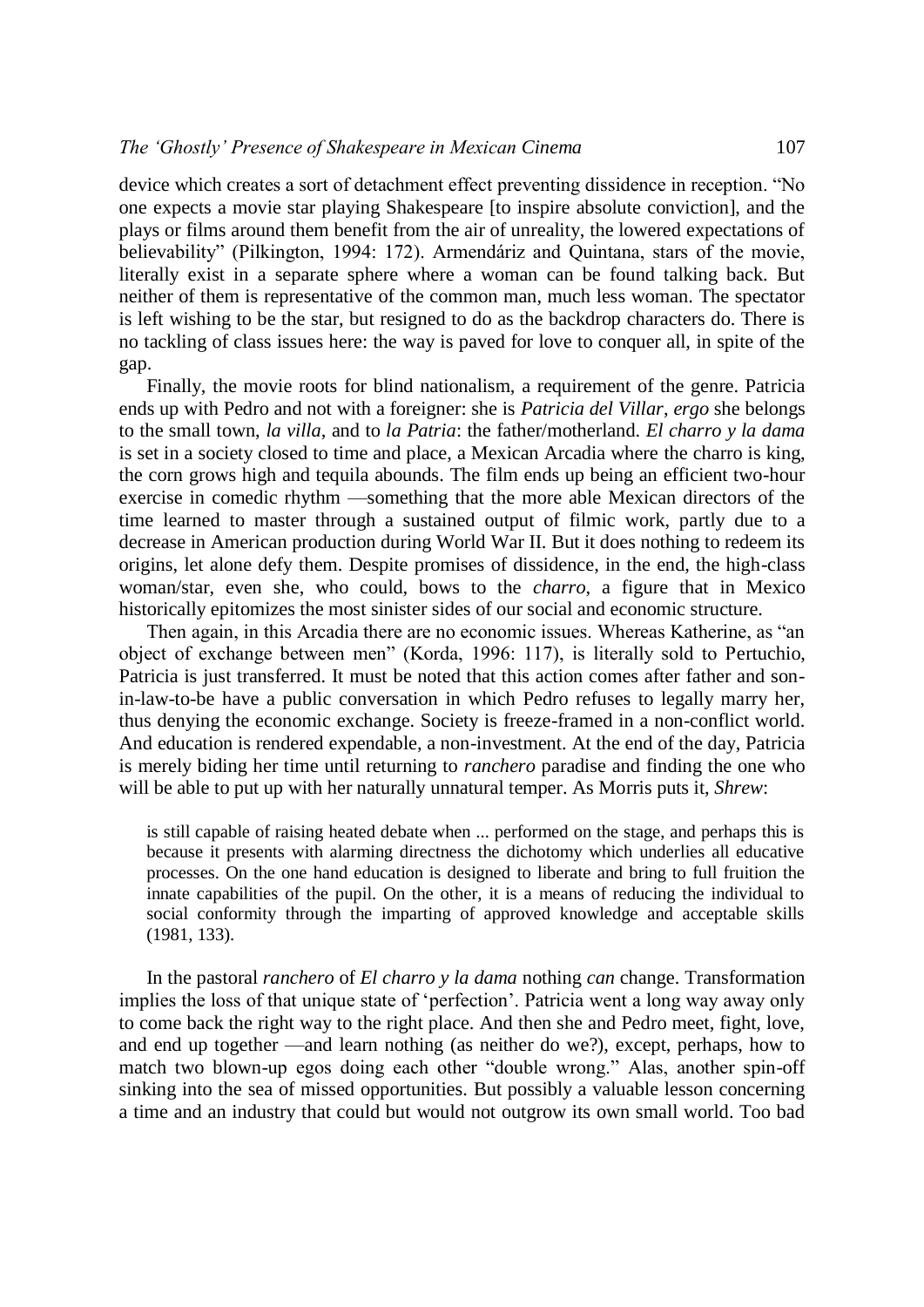device which creates a sort of detachment effect preventing dissidence in reception. "No one expects a movie star playing Shakespeare [to inspire absolute conviction], and the plays or films around them benefit from the air of unreality, the lowered expectations of believability" (Pilkington, 1994: 172). Armendáriz and Quintana, stars of the movie, literally exist in a separate sphere where a woman can be found talking back. But neither of them is representative of the common man, much less woman. The spectator is left wishing to be the star, but resigned to do as the backdrop characters do. There is no tackling of class issues here: the way is paved for love to conquer all, in spite of the gap.

Finally, the movie roots for blind nationalism, a requirement of the genre. Patricia ends up with Pedro and not with a foreigner: she is *Patricia del Villar*, *ergo* she belongs to the small town, *la villa*, and to *la Patria*: the father/motherland. *El charro y la dama* is set in a society closed to time and place, a Mexican Arcadia where the charro is king, the corn grows high and tequila abounds. The film ends up being an efficient two-hour exercise in comedic rhythm —something that the more able Mexican directors of the time learned to master through a sustained output of filmic work, partly due to a decrease in American production during World War II. But it does nothing to redeem its origins, let alone defy them. Despite promises of dissidence, in the end, the high-class woman/star, even she, who could, bows to the *charro*, a figure that in Mexico historically epitomizes the most sinister sides of our social and economic structure.

Then again, in this Arcadia there are no economic issues. Whereas Katherine, as "an object of exchange between men" (Korda, 1996: 117), is literally sold to Pertuchio, Patricia is just transferred. It must be noted that this action comes after father and son-in-law-to-be have a public conversation in which Pedro refuses to legally marry her, thus denying the economic exchange. Society is freeze-framed in a non-conflict world. And education is rendered expendable, a non-investment. At the end of the day, Patricia is merely biding her time until returning to *ranchero* paradise and finding the one who will be able to put up with her naturally unnatural temper. As Morris puts it, *Shrew*:

> is still capable of raising heated debate when ... performed on the stage, and perhaps this is because it presents with alarming directness the dichotomy which underlies all educative processes. On the one hand education is designed to liberate and bring to full fruition the innate capabilities of the pupil. On the other, it is a means of reducing the individual to social conformity through the imparting of approved knowledge and acceptable skills (1981, 133).

In the pastoral *ranchero* of *El charro y la dama* nothing *can* change. Transformation implies the loss of that unique state of 'perfection'. Patricia went a long way away only to come back the right way to the right place. And then she and Pedro meet, fight, love, and end up together —and learn nothing (as neither do we?), except, perhaps, how to match two blown-up egos doing each other "double wrong." Alas, another spin-off sinking into the sea of missed opportunities. But possibly a valuable lesson concerning a time and an industry that could but would not outgrow its own small world. Too bad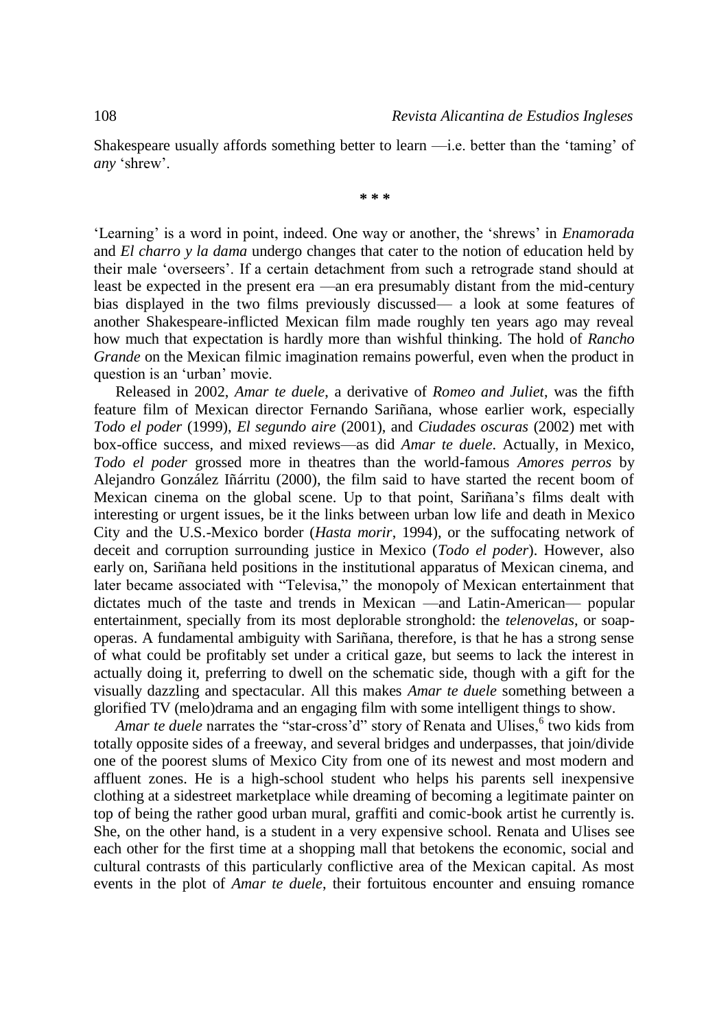Shakespeare usually affords something better to learn —i.e. better than the 'taming' of *any* 'shrew'.

\* \* \*

'Learning' is a word in point, indeed. One way or another, the 'shrews' in *Enamorada* and *El charro y la dama* undergo changes that cater to the notion of education held by their male 'overseers'. If a certain detachment from such a retrograde stand should at least be expected in the present era —an era presumably distant from the mid-century bias displayed in the two films previously discussed— a look at some features of another Shakespeare-inflicted Mexican film made roughly ten years ago may reveal how much that expectation is hardly more than wishful thinking. The hold of *Rancho Grande* on the Mexican filmic imagination remains powerful, even when the product in question is an 'urban' movie.

Released in 2002, *Amar te duele*, a derivative of *Romeo and Juliet*, was the fifth feature film of Mexican director Fernando Sariñana, whose earlier work, especially *Todo el poder* (1999), *El segundo aire* (2001), and *Ciudades oscuras* (2002) met with box-office success, and mixed reviews—as did *Amar te duele*. Actually, in Mexico, *Todo el poder* grossed more in theatres than the world-famous *Amores perros* by Alejandro González Iñárritu (2000), the film said to have started the recent boom of Mexican cinema on the global scene. Up to that point, Sariñana's films dealt with interesting or urgent issues, be it the links between urban low life and death in Mexico City and the U.S.-Mexico border (*Hasta morir*, 1994), or the suffocating network of deceit and corruption surrounding justice in Mexico (*Todo el poder*). However, also early on, Sariñana held positions in the institutional apparatus of Mexican cinema, and later became associated with "Televisa," the monopoly of Mexican entertainment that dictates much of the taste and trends in Mexican —and Latin-American— popular entertainment, specially from its most deplorable stronghold: the *telenovelas*, or soap-operas. A fundamental ambiguity with Sariñana, therefore, is that he has a strong sense of what could be profitably set under a critical gaze, but seems to lack the interest in actually doing it, preferring to dwell on the schematic side, though with a gift for the visually dazzling and spectacular. All this makes *Amar te duele* something between a glorified TV (melo)drama and an engaging film with some intelligent things to show.

*Amar te duele* narrates the "star-cross'd" story of Renata and Ulises,[6] two kids from totally opposite sides of a freeway, and several bridges and underpasses, that join/divide one of the poorest slums of Mexico City from one of its newest and most modern and affluent zones. He is a high-school student who helps his parents sell inexpensive clothing at a sidestreet marketplace while dreaming of becoming a legitimate painter on top of being the rather good urban mural, graffiti and comic-book artist he currently is. She, on the other hand, is a student in a very expensive school. Renata and Ulises see each other for the first time at a shopping mall that betokens the economic, social and cultural contrasts of this particularly conflictive area of the Mexican capital. As most events in the plot of *Amar te duele*, their fortuitous encounter and ensuing romance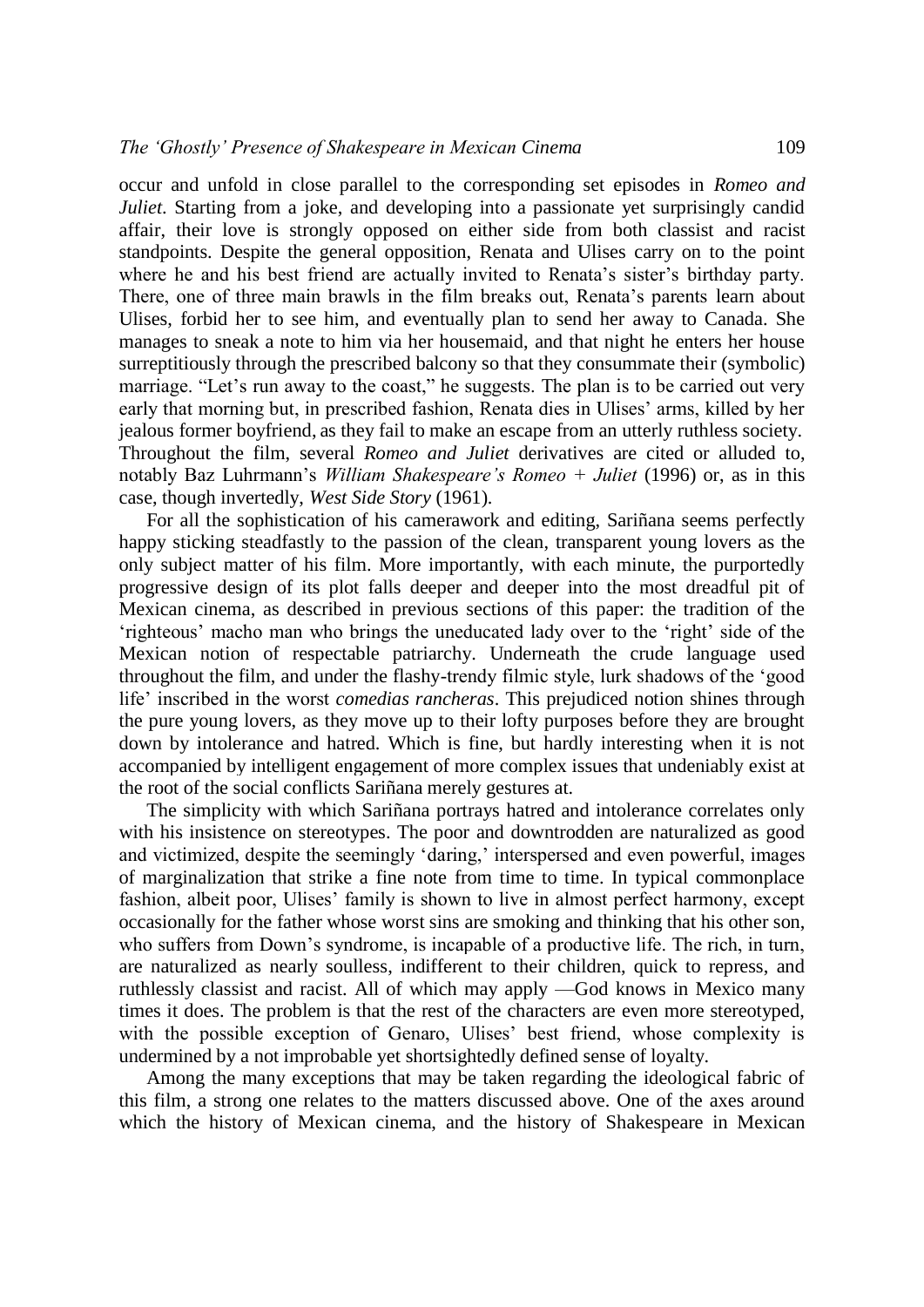occur and unfold in close parallel to the corresponding set episodes in *Romeo and Juliet*. Starting from a joke, and developing into a passionate yet surprisingly candid affair, their love is strongly opposed on either side from both classist and racist standpoints. Despite the general opposition, Renata and Ulises carry on to the point where he and his best friend are actually invited to Renata's sister's birthday party. There, one of three main brawls in the film breaks out, Renata's parents learn about Ulises, forbid her to see him, and eventually plan to send her away to Canada. She manages to sneak a note to him via her housemaid, and that night he enters her house surreptitiously through the prescribed balcony so that they consummate their (symbolic) marriage. "Let's run away to the coast," he suggests. The plan is to be carried out very early that morning but, in prescribed fashion, Renata dies in Ulises' arms, killed by her jealous former boyfriend, as they fail to make an escape from an utterly ruthless society. Throughout the film, several *Romeo and Juliet* derivatives are cited or alluded to, notably Baz Luhrmann's *William Shakespeare's Romeo + Juliet* (1996) or, as in this case, though invertedly, *West Side Story* (1961).

For all the sophistication of his camerawork and editing, Sariñana seems perfectly happy sticking steadfastly to the passion of the clean, transparent young lovers as the only subject matter of his film. More importantly, with each minute, the purportedly progressive design of its plot falls deeper and deeper into the most dreadful pit of Mexican cinema, as described in previous sections of this paper: the tradition of the 'righteous' macho man who brings the uneducated lady over to the 'right' side of the Mexican notion of respectable patriarchy. Underneath the crude language used throughout the film, and under the flashy-trendy filmic style, lurk shadows of the 'good life' inscribed in the worst *comedias rancheras*. This prejudiced notion shines through the pure young lovers, as they move up to their lofty purposes before they are brought down by intolerance and hatred. Which is fine, but hardly interesting when it is not accompanied by intelligent engagement of more complex issues that undeniably exist at the root of the social conflicts Sariñana merely gestures at.

The simplicity with which Sariñana portrays hatred and intolerance correlates only with his insistence on stereotypes. The poor and downtrodden are naturalized as good and victimized, despite the seemingly 'daring,' interspersed and even powerful, images of marginalization that strike a fine note from time to time. In typical commonplace fashion, albeit poor, Ulises' family is shown to live in almost perfect harmony, except occasionally for the father whose worst sins are smoking and thinking that his other son, who suffers from Down's syndrome, is incapable of a productive life. The rich, in turn, are naturalized as nearly soulless, indifferent to their children, quick to repress, and ruthlessly classist and racist. All of which may apply —God knows in Mexico many times it does. The problem is that the rest of the characters are even more stereotyped, with the possible exception of Genaro, Ulises' best friend, whose complexity is undermined by a not improbable yet shortsightedly defined sense of loyalty.

Among the many exceptions that may be taken regarding the ideological fabric of this film, a strong one relates to the matters discussed above. One of the axes around which the history of Mexican cinema, and the history of Shakespeare in Mexican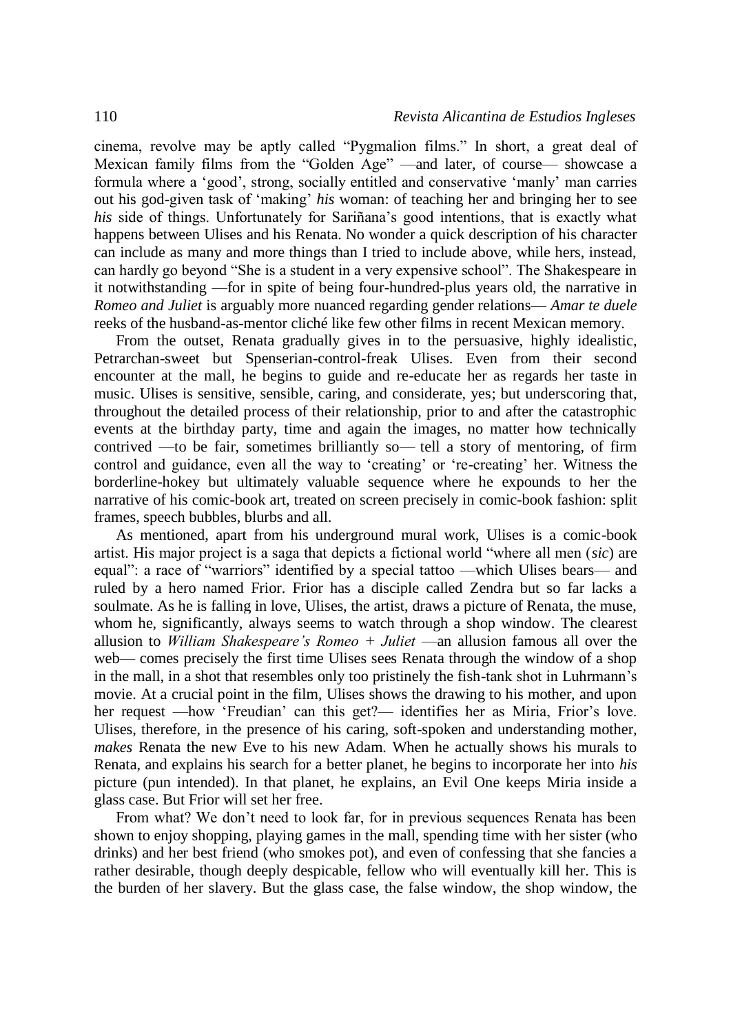cinema, revolve may be aptly called "Pygmalion films." In short, a great deal of Mexican family films from the "Golden Age" —and later, of course— showcase a formula where a 'good', strong, socially entitled and conservative 'manly' man carries out his god-given task of 'making' *his* woman: of teaching her and bringing her to see *his* side of things. Unfortunately for Sariñana's good intentions, that is exactly what happens between Ulises and his Renata. No wonder a quick description of his character can include as many and more things than I tried to include above, while hers, instead, can hardly go beyond "She is a student in a very expensive school". The Shakespeare in it notwithstanding —for in spite of being four-hundred-plus years old, the narrative in *Romeo and Juliet* is arguably more nuanced regarding gender relations— *Amar te duele* reeks of the husband-as-mentor cliché like few other films in recent Mexican memory.

From the outset, Renata gradually gives in to the persuasive, highly idealistic, Petrarchan-sweet but Spenserian-control-freak Ulises. Even from their second encounter at the mall, he begins to guide and re-educate her as regards her taste in music. Ulises is sensitive, sensible, caring, and considerate, yes; but underscoring that, throughout the detailed process of their relationship, prior to and after the catastrophic events at the birthday party, time and again the images, no matter how technically contrived —to be fair, sometimes brilliantly so— tell a story of mentoring, of firm control and guidance, even all the way to 'creating' or 're-creating' her. Witness the borderline-hokey but ultimately valuable sequence where he expounds to her the narrative of his comic-book art, treated on screen precisely in comic-book fashion: split frames, speech bubbles, blurbs and all.

As mentioned, apart from his underground mural work, Ulises is a comic-book artist. His major project is a saga that depicts a fictional world "where all men (*sic*) are equal": a race of "warriors" identified by a special tattoo —which Ulises bears— and ruled by a hero named Frior. Frior has a disciple called Zendra but so far lacks a soulmate. As he is falling in love, Ulises, the artist, draws a picture of Renata, the muse, whom he, significantly, always seems to watch through a shop window. The clearest allusion to *William Shakespeare's Romeo + Juliet* —an allusion famous all over the web— comes precisely the first time Ulises sees Renata through the window of a shop in the mall, in a shot that resembles only too pristinely the fish-tank shot in Luhrmann's movie. At a crucial point in the film, Ulises shows the drawing to his mother, and upon her request —how 'Freudian' can this get?— identifies her as Miria, Frior's love. Ulises, therefore, in the presence of his caring, soft-spoken and understanding mother, *makes* Renata the new Eve to his new Adam. When he actually shows his murals to Renata, and explains his search for a better planet, he begins to incorporate her into *his* picture (pun intended). In that planet, he explains, an Evil One keeps Miria inside a glass case. But Frior will set her free.

From what? We don't need to look far, for in previous sequences Renata has been shown to enjoy shopping, playing games in the mall, spending time with her sister (who drinks) and her best friend (who smokes pot), and even of confessing that she fancies a rather desirable, though deeply despicable, fellow who will eventually kill her. This is the burden of her slavery. But the glass case, the false window, the shop window, the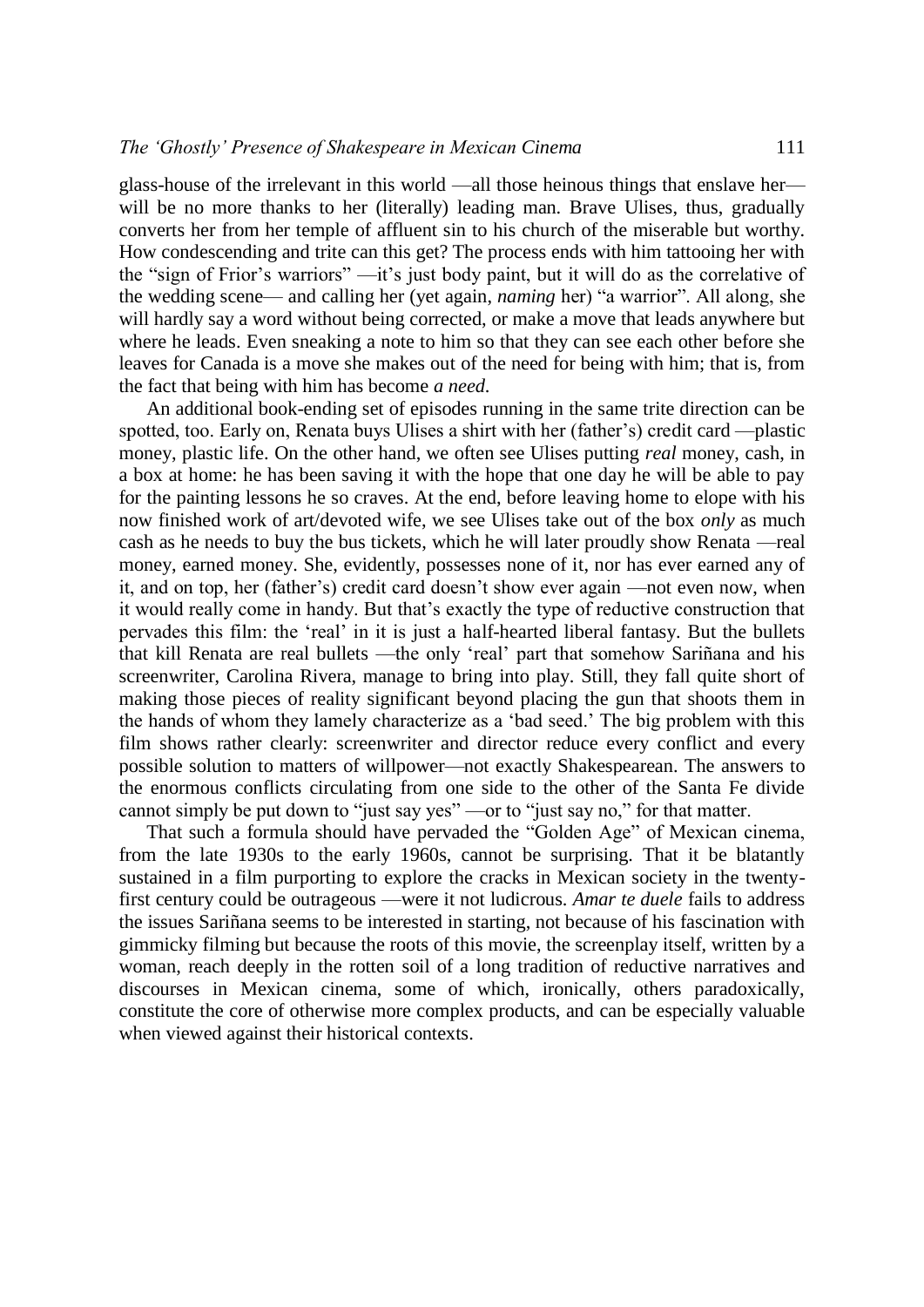glass-house of the irrelevant in this world —all those heinous things that enslave her— will be no more thanks to her (literally) leading man. Brave Ulises, thus, gradually converts her from her temple of affluent sin to his church of the miserable but worthy. How condescending and trite can this get? The process ends with him tattooing her with the "sign of Frior's warriors" —it's just body paint, but it will do as the correlative of the wedding scene— and calling her (yet again, *naming* her) "a warrior". All along, she will hardly say a word without being corrected, or make a move that leads anywhere but where he leads. Even sneaking a note to him so that they can see each other before she leaves for Canada is a move she makes out of the need for being with him; that is, from the fact that being with him has become *a need*.

An additional book-ending set of episodes running in the same trite direction can be spotted, too. Early on, Renata buys Ulises a shirt with her (father's) credit card —plastic money, plastic life. On the other hand, we often see Ulises putting *real* money, cash, in a box at home: he has been saving it with the hope that one day he will be able to pay for the painting lessons he so craves. At the end, before leaving home to elope with his now finished work of art/devoted wife, we see Ulises take out of the box *only* as much cash as he needs to buy the bus tickets, which he will later proudly show Renata —real money, earned money. She, evidently, possesses none of it, nor has ever earned any of it, and on top, her (father's) credit card doesn't show ever again —not even now, when it would really come in handy. But that's exactly the type of reductive construction that pervades this film: the 'real' in it is just a half-hearted liberal fantasy. But the bullets that kill Renata are real bullets —the only 'real' part that somehow Sariñana and his screenwriter, Carolina Rivera, manage to bring into play. Still, they fall quite short of making those pieces of reality significant beyond placing the gun that shoots them in the hands of whom they lamely characterize as a 'bad seed.' The big problem with this film shows rather clearly: screenwriter and director reduce every conflict and every possible solution to matters of willpower—not exactly Shakespearean. The answers to the enormous conflicts circulating from one side to the other of the Santa Fe divide cannot simply be put down to "just say yes" —or to "just say no," for that matter.

That such a formula should have pervaded the "Golden Age" of Mexican cinema, from the late 1930s to the early 1960s, cannot be surprising. That it be blatantly sustained in a film purporting to explore the cracks in Mexican society in the twenty-first century could be outrageous —were it not ludicrous. *Amar te duele* fails to address the issues Sariñana seems to be interested in starting, not because of his fascination with gimmicky filming but because the roots of this movie, the screenplay itself, written by a woman, reach deeply in the rotten soil of a long tradition of reductive narratives and discourses in Mexican cinema, some of which, ironically, others paradoxically, constitute the core of otherwise more complex products, and can be especially valuable when viewed against their historical contexts.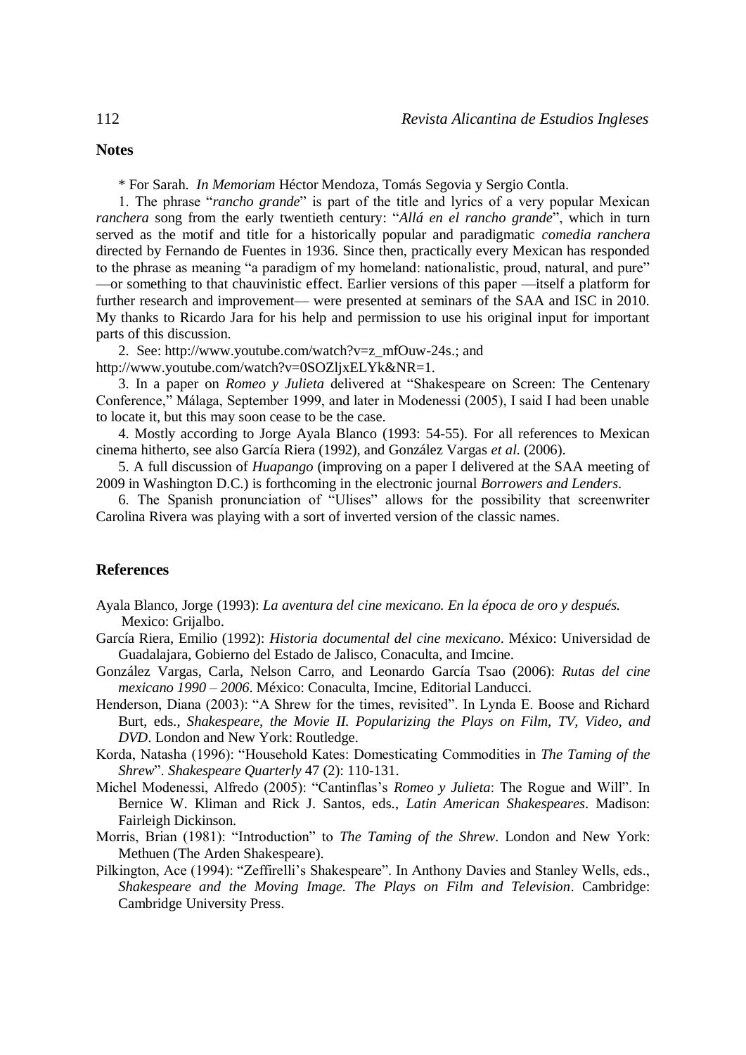## Notes

\* For Sarah. *In Memoriam* Héctor Mendoza, Tomás Segovia y Sergio Contla.

1. The phrase "*rancho grande*" is part of the title and lyrics of a very popular Mexican *ranchera* song from the early twentieth century: "*Allá en el rancho grande*", which in turn served as the motif and title for a historically popular and paradigmatic *comedia ranchera* directed by Fernando de Fuentes in 1936. Since then, practically every Mexican has responded to the phrase as meaning "a paradigm of my homeland: nationalistic, proud, natural, and pure" —or something to that chauvinistic effect. Earlier versions of this paper —itself a platform for further research and improvement— were presented at seminars of the SAA and ISC in 2010. My thanks to Ricardo Jara for his help and permission to use his original input for important parts of this discussion.

2. See: http://www.youtube.com/watch?v=z_mfOuw-24s.; and http://www.youtube.com/watch?v=0SOZljxELYk&NR=1.

3. In a paper on *Romeo y Julieta* delivered at "Shakespeare on Screen: The Centenary Conference," Málaga, September 1999, and later in Modenessi (2005), I said I had been unable to locate it, but this may soon cease to be the case.

4. Mostly according to Jorge Ayala Blanco (1993: 54-55). For all references to Mexican cinema hitherto, see also García Riera (1992), and González Vargas *et al.* (2006).

5. A full discussion of *Huapango* (improving on a paper I delivered at the SAA meeting of 2009 in Washington D.C.) is forthcoming in the electronic journal *Borrowers and Lenders*.

6. The Spanish pronunciation of "Ulises" allows for the possibility that screenwriter Carolina Rivera was playing with a sort of inverted version of the classic names.

## References

Ayala Blanco, Jorge (1993): *La aventura del cine mexicano. En la época de oro y después.* Mexico: Grijalbo.

García Riera, Emilio (1992): *Historia documental del cine mexicano*. México: Universidad de Guadalajara, Gobierno del Estado de Jalisco, Conaculta, and Imcine.

González Vargas, Carla, Nelson Carro, and Leonardo García Tsao (2006): *Rutas del cine mexicano 1990 – 2006*. México: Conaculta, Imcine, Editorial Landucci.

Henderson, Diana (2003): "A Shrew for the times, revisited". In Lynda E. Boose and Richard Burt, eds., *Shakespeare, the Movie II. Popularizing the Plays on Film, TV, Video, and DVD*. London and New York: Routledge.

Korda, Natasha (1996): "Household Kates: Domesticating Commodities in *The Taming of the Shrew*". *Shakespeare Quarterly* 47 (2): 110-131.

Michel Modenessi, Alfredo (2005): "Cantinflas's *Romeo y Julieta*: The Rogue and Will". In Bernice W. Kliman and Rick J. Santos, eds., *Latin American Shakespeares*. Madison: Fairleigh Dickinson.

Morris, Brian (1981): "Introduction" to *The Taming of the Shrew*. London and New York: Methuen (The Arden Shakespeare).

Pilkington, Ace (1994): "Zeffirelli's Shakespeare". In Anthony Davies and Stanley Wells, eds., *Shakespeare and the Moving Image. The Plays on Film and Television*. Cambridge: Cambridge University Press.